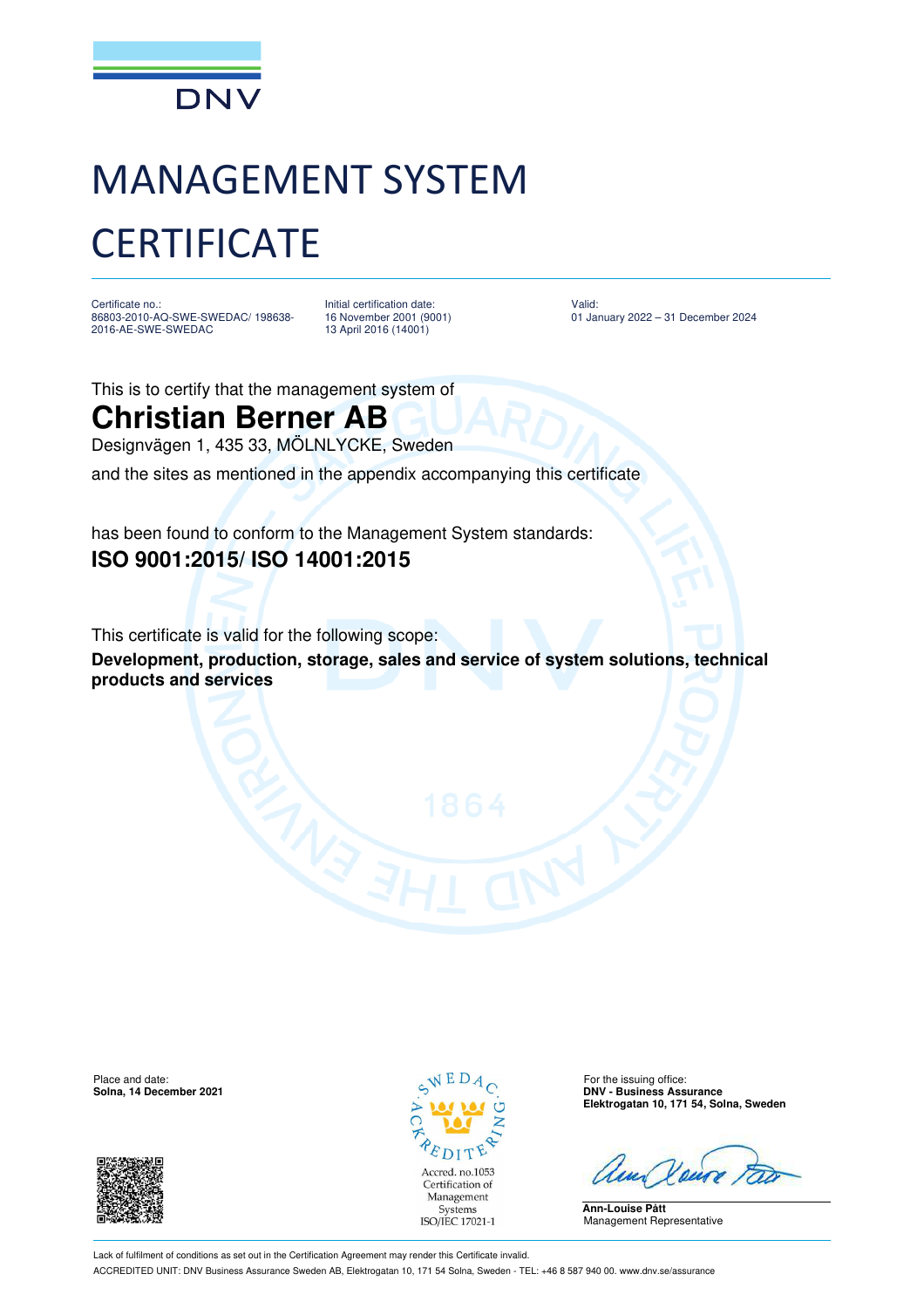# MANAGEMENT SYSTEM CERTIFICATE

Certificate no.:
86803-2010-AQ-SWE-SWEDAC/ 198638-2016-AE-SWE-SWEDAC

Initial certification date:
16 November 2001 (9001)
13 April 2016 (14001)

Valid:
01 January 2022 – 31 December 2024

This is to certify that the management system of

## Christian Berner AB

Designvägen 1, 435 33, MÖLNLYCKE, Sweden

and the sites as mentioned in the appendix accompanying this certificate

has been found to conform to the Management System standards:

**ISO 9001:2015/ ISO 14001:2015**

This certificate is valid for the following scope:

**Development, production, storage, sales and service of system solutions, technical products and services**

Place and date:
**Solna, 14 December 2021**

Accred. no.1053
Certification of Management Systems
ISO/IEC 17021-1

For the issuing office:
**DNV - Business Assurance**
**Elektrogatan 10, 171 54, Solna, Sweden**

**Ann-Louise Pått**
Management Representative

Lack of fulfilment of conditions as set out in the Certification Agreement may render this Certificate invalid.

ACCREDITED UNIT: DNV Business Assurance Sweden AB, Elektrogatan 10, 171 54 Solna, Sweden - TEL: +46 8 587 940 00. www.dnv.se/assurance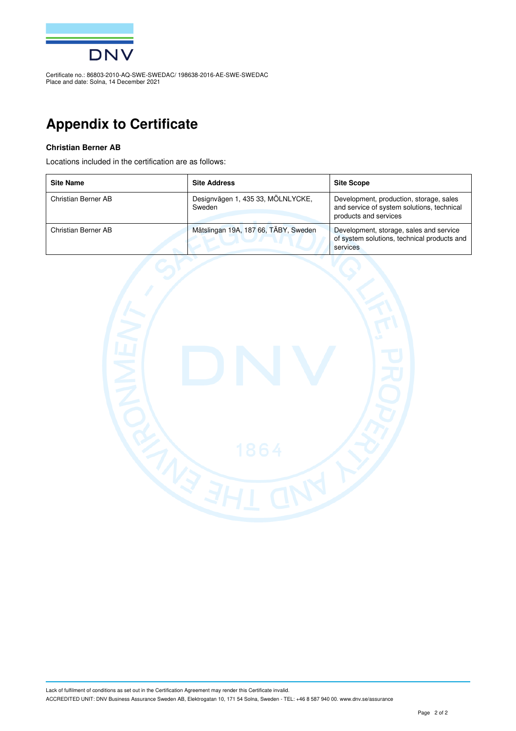Certificate no.: 86803-2010-AQ-SWE-SWEDAC/ 198638-2016-AE-SWE-SWEDAC
Place and date: Solna, 14 December 2021

# Appendix to Certificate

**Christian Berner AB**

Locations included in the certification are as follows:

| Site Name | Site Address | Site Scope |
|---|---|---|
| Christian Berner AB | Designvägen 1, 435 33, MÖLNLYCKE, Sweden | Development, production, storage, sales and service of system solutions, technical products and services |
| Christian Berner AB | Mätslingan 19A, 187 66, TÄBY, Sweden | Development, storage, sales and service of system solutions, technical products and services |

Lack of fulfilment of conditions as set out in the Certification Agreement may render this Certificate invalid.

ACCREDITED UNIT: DNV Business Assurance Sweden AB, Elektrogatan 10, 171 54 Solna, Sweden - TEL: +46 8 587 940 00. www.dnv.se/assurance